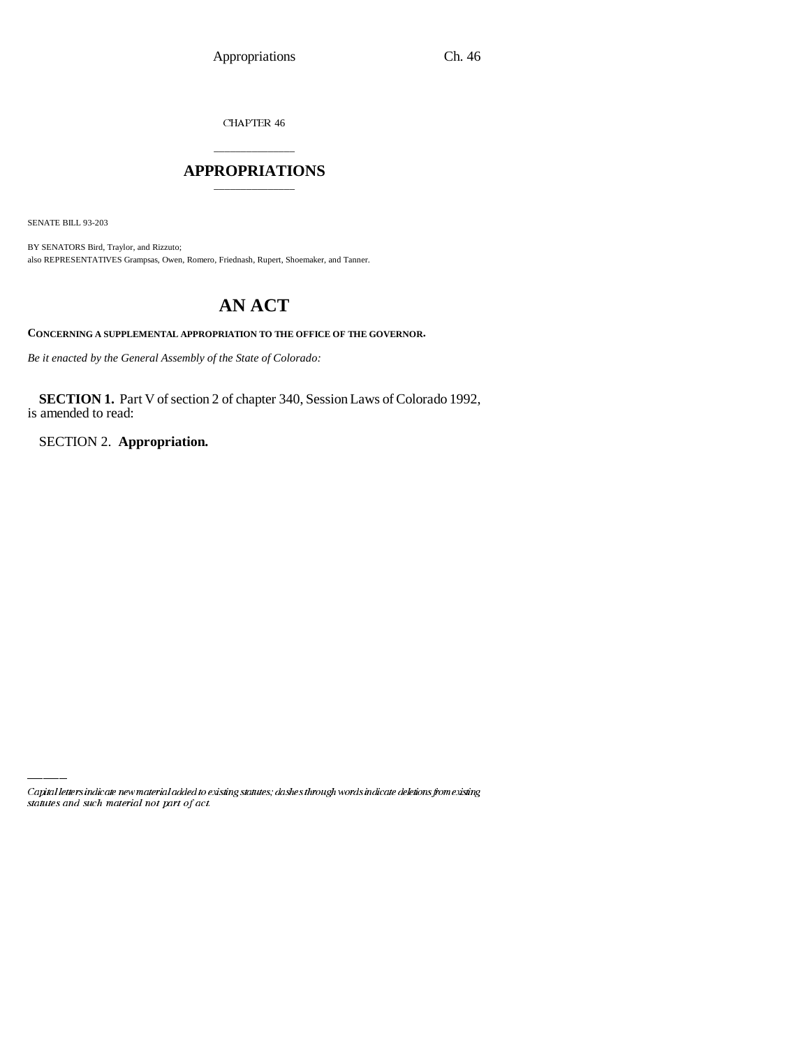CHAPTER 46

# APPROPRIATIONS

SENATE BILL 93-203

BY SENATORS Bird, Traylor, and Rizzuto;
also REPRESENTATIVES Grampsas, Owen, Romero, Friednash, Rupert, Shoemaker, and Tanner.

# AN ACT

**CONCERNING A SUPPLEMENTAL APPROPRIATION TO THE OFFICE OF THE GOVERNOR.**

*Be it enacted by the General Assembly of the State of Colorado:*

**SECTION 1.** Part V of section 2 of chapter 340, Session Laws of Colorado 1992, is amended to read:

SECTION 2. **Appropriation.**

---

*Capital letters indicate new material added to existing statutes; dashes through words indicate deletions from existing statutes and such material not part of act.*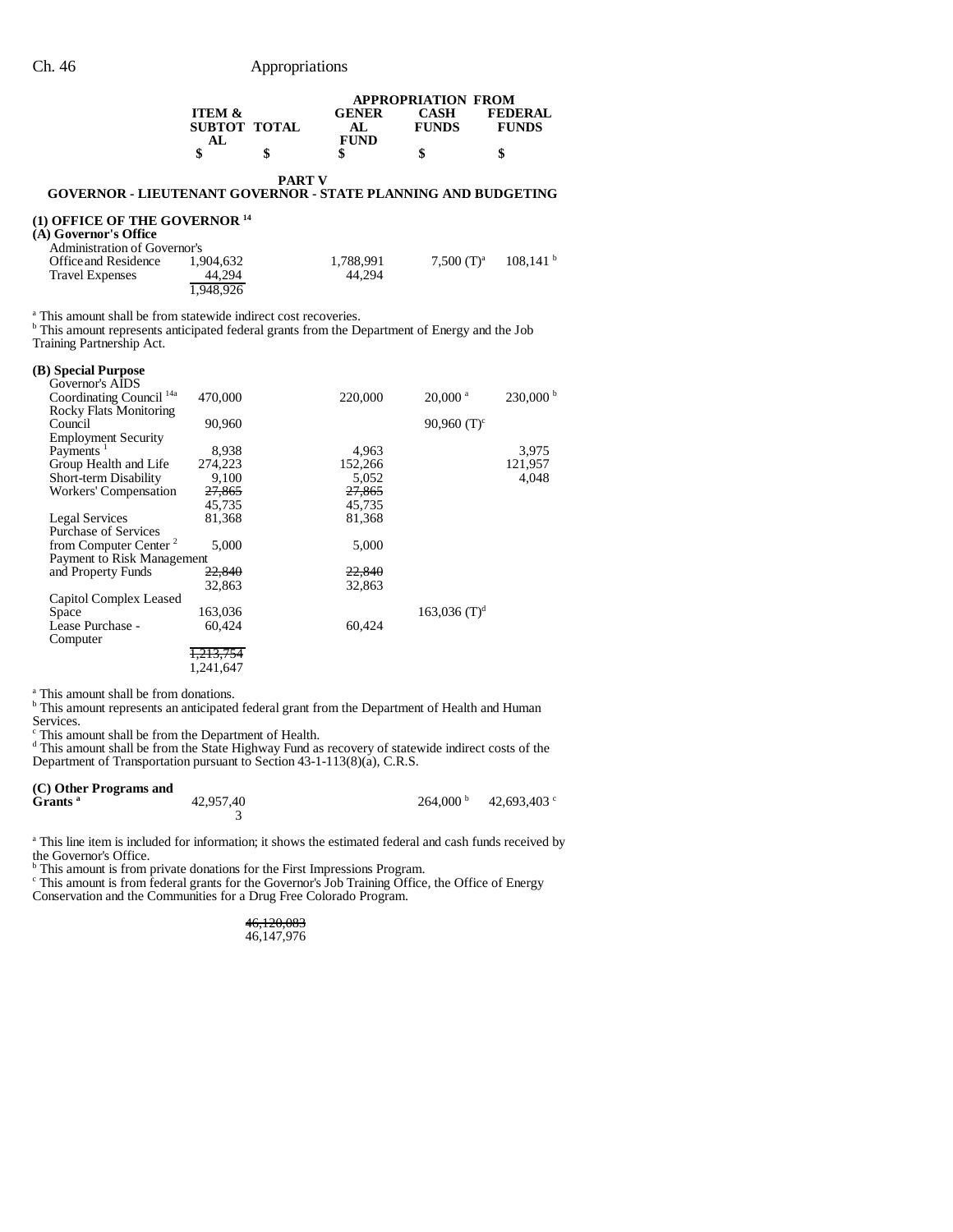| | ITEM & SUBTOTAL | TOTAL | GENERAL FUND | APPROPRIATION FROM CASH FUNDS | FEDERAL FUNDS |
|---|---|---|---|---|---|
| | $ | $ | $ | $ | $ |

## PART V
## GOVERNOR - LIEUTENANT GOVERNOR - STATE PLANNING AND BUDGETING

### (1) OFFICE OF THE GOVERNOR [14]

#### (A) Governor's Office

| | ITEM & SUBTOTAL | TOTAL | GENERAL FUND | CASH FUNDS | FEDERAL FUNDS |
|---|---|---|---|---|---|
| Administration of Governor's Office and Residence | 1,904,632 | | 1,788,991 | 7,500 (T)[a] | 108,141 [b] |
| Travel Expenses | 44,294 | | 44,294 | | |
| | 1,948,926 | | | | |

[a] This amount shall be from statewide indirect cost recoveries.
[b] This amount represents anticipated federal grants from the Department of Energy and the Job Training Partnership Act.

#### (B) Special Purpose

| | ITEM & SUBTOTAL | TOTAL | GENERAL FUND | CASH FUNDS | FEDERAL FUNDS |
|---|---|---|---|---|---|
| Governor's AIDS Coordinating Council [14a] | 470,000 | | 220,000 | 20,000 [a] | 230,000 [b] |
| Rocky Flats Monitoring Council | 90,960 | | | 90,960 (T)[c] | |
| Employment Security Payments [1] | 8,938 | | 4,963 | | 3,975 |
| Group Health and Life | 274,223 | | 152,266 | | 121,957 |
| Short-term Disability | 9,100 | | 5,052 | | 4,048 |
| Workers' Compensation | ~~27,865~~ 45,735 | | ~~27,865~~ 45,735 | | |
| Legal Services | 81,368 | | 81,368 | | |
| Purchase of Services from Computer Center [2] | 5,000 | | 5,000 | | |
| Payment to Risk Management and Property Funds | ~~22,840~~ 32,863 | | ~~22,840~~ 32,863 | | |
| Capitol Complex Leased Space | 163,036 | | | 163,036 (T)[d] | |
| Lease Purchase - Computer | 60,424 | | 60,424 | | |
| | ~~1,213,754~~ 1,241,647 | | | | |

[a] This amount shall be from donations.
[b] This amount represents an anticipated federal grant from the Department of Health and Human Services.
[c] This amount shall be from the Department of Health.
[d] This amount shall be from the State Highway Fund as recovery of statewide indirect costs of the Department of Transportation pursuant to Section 43-1-113(8)(a), C.R.S.

#### (C) Other Programs and Grants [a]

| | ITEM & SUBTOTAL | TOTAL | GENERAL FUND | CASH FUNDS | FEDERAL FUNDS |
|---|---|---|---|---|---|
| (C) Other Programs and Grants [a] | 42,957,403 | | | 264,000 [b] | 42,693,403 [c] |

[a] This line item is included for information; it shows the estimated federal and cash funds received by the Governor's Office.
[b] This amount is from private donations for the First Impressions Program.
[c] This amount is from federal grants for the Governor's Job Training Office, the Office of Energy Conservation and the Communities for a Drug Free Colorado Program.

| | ITEM & SUBTOTAL | TOTAL | GENERAL FUND | CASH FUNDS | FEDERAL FUNDS |
|---|---|---|---|---|---|
| | | ~~46,120,083~~ 46,147,976 | | | |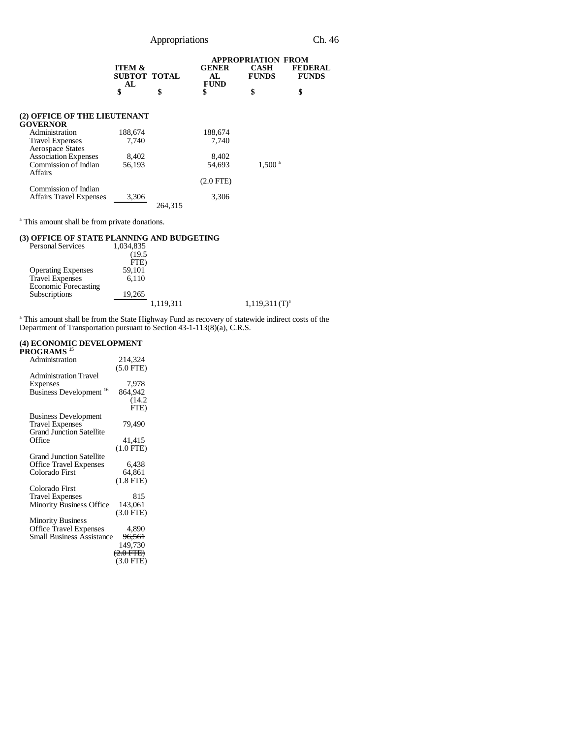| | ITEM & SUBTOTAL | TOTAL | APPROPRIATION FROM GENERAL FUND | CASH FUNDS | FEDERAL FUNDS |
|---|---|---|---|---|---|
| | $ | $ | $ | $ | $ |
| **(2) OFFICE OF THE LIEUTENANT GOVERNOR** | | | | | |
| Administration | 188,674 | | 188,674 | | |
| Travel Expenses | 7,740 | | 7,740 | | |
| Aerospace States Association Expenses | 8,402 | | 8,402 | | |
| Commission of Indian Affairs | 56,193 | | 54,693 | 1,500[a] | |
| | | | (2.0 FTE) | | |
| Commission of Indian Affairs Travel Expenses | 3,306 | | 3,306 | | |
| | | 264,315 | | | |

[a] This amount shall be from private donations.

| | ITEM & SUBTOTAL | TOTAL | GENERAL FUND | CASH FUNDS | FEDERAL FUNDS |
|---|---|---|---|---|---|
| **(3) OFFICE OF STATE PLANNING AND BUDGETING** | | | | | |
| Personal Services | 1,034,835 | | | | |
| | (19.5 FTE) | | | | |
| Operating Expenses | 59,101 | | | | |
| Travel Expenses | 6,110 | | | | |
| Economic Forecasting Subscriptions | 19,265 | | | | |
| | | 1,119,311 | | 1,119,311 (T)[a] | |

[a] This amount shall be from the State Highway Fund as recovery of statewide indirect costs of the Department of Transportation pursuant to Section 43-1-113(8)(a), C.R.S.

| | ITEM & SUBTOTAL | TOTAL | GENERAL FUND | CASH FUNDS | FEDERAL FUNDS |
|---|---|---|---|---|---|
| **(4) ECONOMIC DEVELOPMENT PROGRAMS**[15] | | | | | |
| Administration | 214,324 | | | | |
| | (5.0 FTE) | | | | |
| Administration Travel Expenses | 7,978 | | | | |
| Business Development[16] | 864,942 | | | | |
| | (14.2 FTE) | | | | |
| Business Development Travel Expenses | 79,490 | | | | |
| Grand Junction Satellite Office | 41,415 | | | | |
| | (1.0 FTE) | | | | |
| Grand Junction Satellite Office Travel Expenses | 6,438 | | | | |
| Colorado First | 64,861 | | | | |
| | (1.8 FTE) | | | | |
| Colorado First Travel Expenses | 815 | | | | |
| Minority Business Office | 143,061 | | | | |
| | (3.0 FTE) | | | | |
| Minority Business Office Travel Expenses | 4,890 | | | | |
| Small Business Assistance | ~~96,561~~ | | | | |
| | 149,730 | | | | |
| | ~~(2.0 FTE)~~ | | | | |
| | (3.0 FTE) | | | | |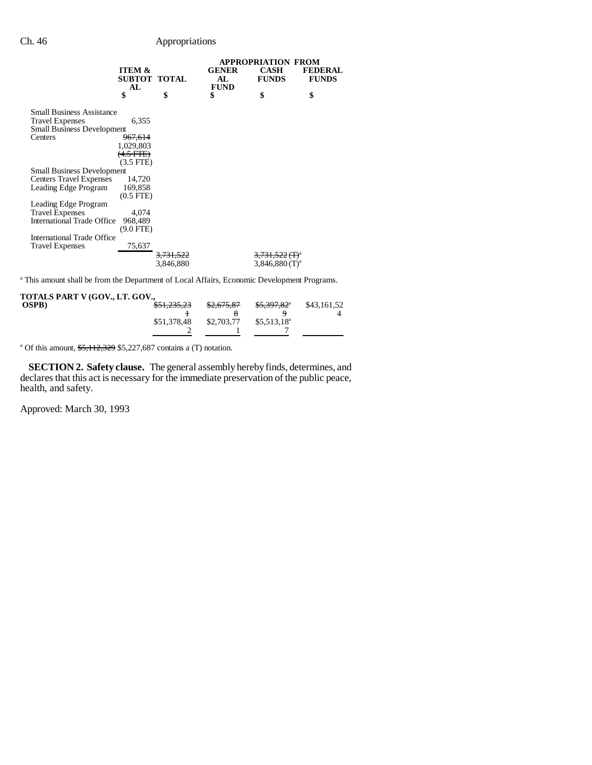| | ITEM & SUBTOTAL | TOTAL | APPROPRIATION FROM GENERAL FUND | CASH FUNDS | FEDERAL FUNDS |
|---|---|---|---|---|---|
| | $ | $ | $ | $ | $ |
| Small Business Assistance Travel Expenses | 6,355 | | | | |
| Small Business Development Centers | ~~967,614~~ 1,029,803 ~~(4.5 FTE)~~ (3.5 FTE) | | | | |
| Small Business Development Centers Travel Expenses | 14,720 | | | | |
| Leading Edge Program | 169,858 (0.5 FTE) | | | | |
| Leading Edge Program Travel Expenses | 4,074 | | | | |
| International Trade Office | 968,489 (9.0 FTE) | | | | |
| International Trade Office Travel Expenses | 75,637 | | | | |
| | | ~~3,731,522~~ 3,846,880 | | ~~3,731,522 (T)~~[a] 3,846,880 (T)[a] | |

[a] This amount shall be from the Department of Local Affairs, Economic Development Programs.

| | TOTAL | GENERAL FUND | CASH FUNDS | FEDERAL FUNDS |
|---|---|---|---|---|
| **TOTALS PART V (GOV., LT. GOV., OSPB)** | ~~$51,235,231~~ $51,378,482 | ~~$2,675,878~~ $2,703,771 | ~~$5,397,829~~[a] $5,513,187[a] | $43,161,524 |

[a] Of this amount, ~~$5,112,329~~ $5,227,687 contains a (T) notation.

**SECTION 2. Safety clause.** The general assembly hereby finds, determines, and declares that this act is necessary for the immediate preservation of the public peace, health, and safety.

Approved: March 30, 1993